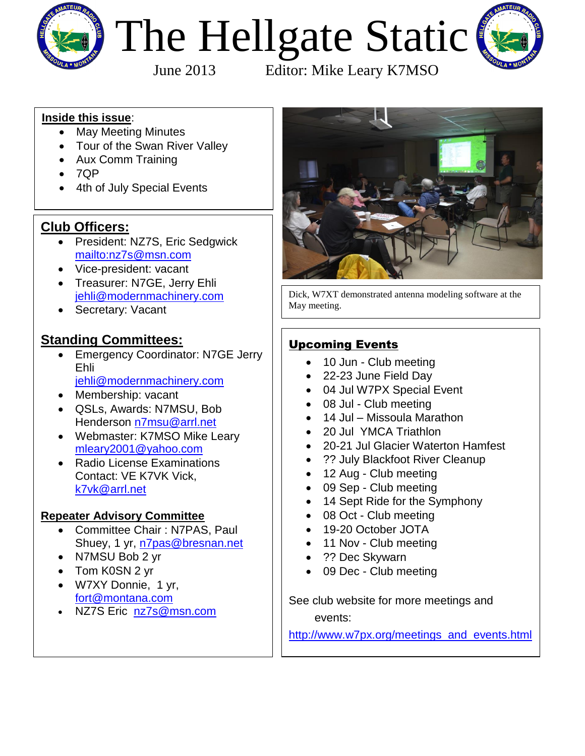# The Hellgate Static

June 2013 Editor: Mike Leary K7MSO

**Inside this issue**:

- May Meeting Minutes
- Tour of the Swan River Valley
- Aux Comm Training
- 7QP
- 4th of July Special Events

## Club Officers:

- President: NZ7S, Eric Sedgwick mailto:nz7s@msn.com
- Vice-president: vacant
- Treasurer: N7GE, Jerry Ehli jehli@modernmachinery.com
- Secretary: Vacant

## Standing Committees:

- Emergency Coordinator: N7GE Jerry Ehli jehli@modernmachinery.com
- Membership: vacant
- QSLs, Awards: N7MSU, Bob Henderson n7msu@arrl.net
- Webmaster: K7MSO Mike Leary mleary2001@yahoo.com
- Radio License Examinations Contact: VE K7VK Vick, k7vk@arrl.net

### Repeater Advisory Committee

- Committee Chair : N7PAS, Paul Shuey, 1 yr, n7pas@bresnan.net
- N7MSU Bob 2 yr
- Tom K0SN 2 yr
- W7XY Donnie, 1 yr, fort@montana.com
- NZ7S Eric nz7s@msn.com

Dick, W7XT demonstrated antenna modeling software at the May meeting.

## Upcoming Events

- 10 Jun - Club meeting
- 22-23 June Field Day
- 04 Jul W7PX Special Event
- 08 Jul - Club meeting
- 14 Jul – Missoula Marathon
- 20 Jul YMCA Triathlon
- 20-21 Jul Glacier Waterton Hamfest
- ?? July Blackfoot River Cleanup
- 12 Aug - Club meeting
- 09 Sep - Club meeting
- 14 Sept Ride for the Symphony
- 08 Oct - Club meeting
- 19-20 October JOTA
- 11 Nov - Club meeting
- ?? Dec Skywarn
- 09 Dec - Club meeting

See club website for more meetings and events:

http://www.w7px.org/meetings_and_events.html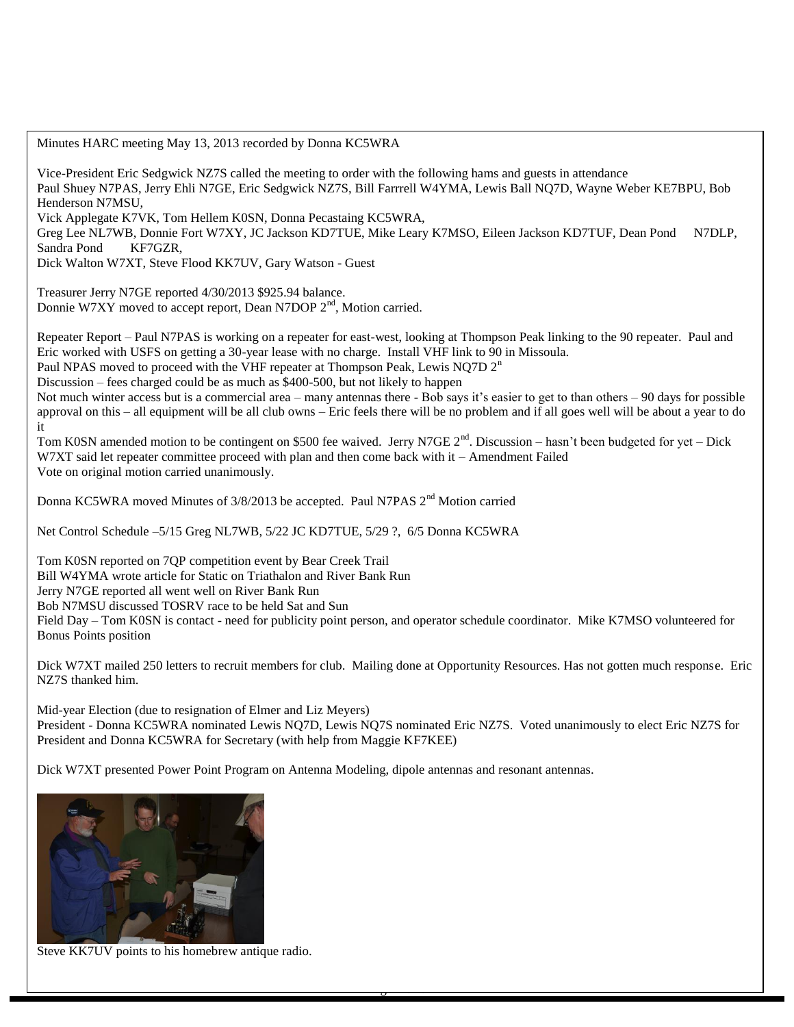Minutes HARC meeting May 13, 2013 recorded by Donna KC5WRA

Vice-President Eric Sedgwick NZ7S called the meeting to order with the following hams and guests in attendance
Paul Shuey N7PAS, Jerry Ehli N7GE, Eric Sedgwick NZ7S, Bill Farrrell W4YMA, Lewis Ball NQ7D, Wayne Weber KE7BPU, Bob Henderson N7MSU,
Vick Applegate K7VK, Tom Hellem K0SN, Donna Pecastaing KC5WRA,
Greg Lee NL7WB, Donnie Fort W7XY, JC Jackson KD7TUE, Mike Leary K7MSO, Eileen Jackson KD7TUF, Dean Pond N7DLP, Sandra Pond KF7GZR,
Dick Walton W7XT, Steve Flood KK7UV, Gary Watson - Guest

Treasurer Jerry N7GE reported 4/30/2013 $925.94 balance.
Donnie W7XY moved to accept report, Dean N7DOP 2nd, Motion carried.

Repeater Report – Paul N7PAS is working on a repeater for east-west, looking at Thompson Peak linking to the 90 repeater. Paul and Eric worked with USFS on getting a 30-year lease with no charge. Install VHF link to 90 in Missoula.
Paul NPAS moved to proceed with the VHF repeater at Thompson Peak, Lewis NQ7D 2n
Discussion – fees charged could be as much as $400-500, but not likely to happen
Not much winter access but is a commercial area – many antennas there - Bob says it's easier to get to than others – 90 days for possible approval on this – all equipment will be all club owns – Eric feels there will be no problem and if all goes well will be about a year to do it
Tom K0SN amended motion to be contingent on $500 fee waived. Jerry N7GE 2nd. Discussion – hasn't been budgeted for yet – Dick W7XT said let repeater committee proceed with plan and then come back with it – Amendment Failed
Vote on original motion carried unanimously.

Donna KC5WRA moved Minutes of 3/8/2013 be accepted. Paul N7PAS 2nd Motion carried

Net Control Schedule –5/15 Greg NL7WB, 5/22 JC KD7TUE, 5/29 ?, 6/5 Donna KC5WRA

Tom K0SN reported on 7QP competition event by Bear Creek Trail
Bill W4YMA wrote article for Static on Triathalon and River Bank Run
Jerry N7GE reported all went well on River Bank Run
Bob N7MSU discussed TOSRV race to be held Sat and Sun
Field Day – Tom K0SN is contact - need for publicity point person, and operator schedule coordinator. Mike K7MSO volunteered for Bonus Points position

Dick W7XT mailed 250 letters to recruit members for club. Mailing done at Opportunity Resources. Has not gotten much response. Eric NZ7S thanked him.

Mid-year Election (due to resignation of Elmer and Liz Meyers)
President - Donna KC5WRA nominated Lewis NQ7D, Lewis NQ7S nominated Eric NZ7S. Voted unanimously to elect Eric NZ7S for President and Donna KC5WRA for Secretary (with help from Maggie KF7KEE)

Dick W7XT presented Power Point Program on Antenna Modeling, dipole antennas and resonant antennas.

Steve KK7UV points to his homebrew antique radio.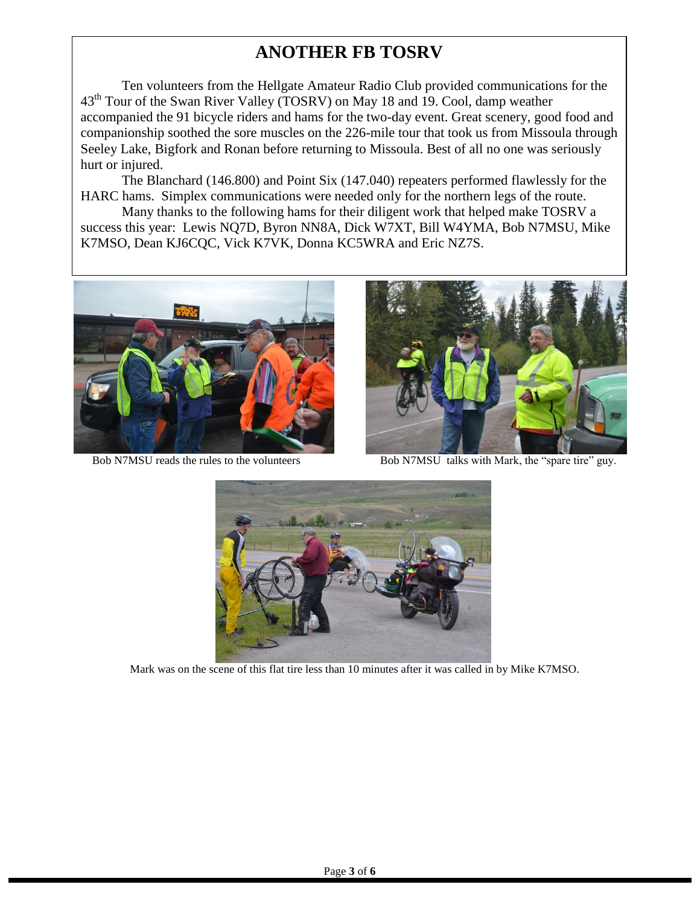# ANOTHER FB TOSRV

Ten volunteers from the Hellgate Amateur Radio Club provided communications for the 43rd Tour of the Swan River Valley (TOSRV) on May 18 and 19. Cool, damp weather accompanied the 91 bicycle riders and hams for the two-day event. Great scenery, good food and companionship soothed the sore muscles on the 226-mile tour that took us from Missoula through Seeley Lake, Bigfork and Ronan before returning to Missoula. Best of all no one was seriously hurt or injured.

The Blanchard (146.800) and Point Six (147.040) repeaters performed flawlessly for the HARC hams. Simplex communications were needed only for the northern legs of the route.

Many thanks to the following hams for their diligent work that helped make TOSRV a success this year: Lewis NQ7D, Byron NN8A, Dick W7XT, Bill W4YMA, Bob N7MSU, Mike K7MSO, Dean KJ6CQC, Vick K7VK, Donna KC5WRA and Eric NZ7S.

Bob N7MSU reads the rules to the volunteers

Bob N7MSU talks with Mark, the "spare tire" guy.

Mark was on the scene of this flat tire less than 10 minutes after it was called in by Mike K7MSO.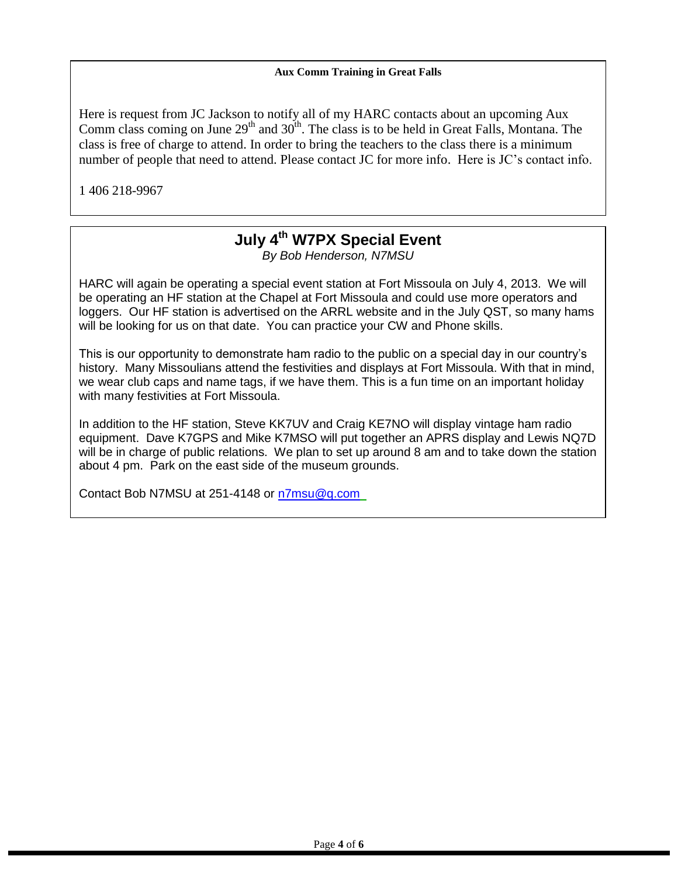## Aux Comm Training in Great Falls

Here is request from JC Jackson to notify all of my HARC contacts about an upcoming Aux Comm class coming on June 29th and 30th. The class is to be held in Great Falls, Montana. The class is free of charge to attend. In order to bring the teachers to the class there is a minimum number of people that need to attend. Please contact JC for more info. Here is JC's contact info.

1 406 218-9967

## July 4th W7PX Special Event

*By Bob Henderson, N7MSU*

HARC will again be operating a special event station at Fort Missoula on July 4, 2013. We will be operating an HF station at the Chapel at Fort Missoula and could use more operators and loggers. Our HF station is advertised on the ARRL website and in the July QST, so many hams will be looking for us on that date. You can practice your CW and Phone skills.

This is our opportunity to demonstrate ham radio to the public on a special day in our country's history. Many Missoulians attend the festivities and displays at Fort Missoula. With that in mind, we wear club caps and name tags, if we have them. This is a fun time on an important holiday with many festivities at Fort Missoula.

In addition to the HF station, Steve KK7UV and Craig KE7NO will display vintage ham radio equipment. Dave K7GPS and Mike K7MSO will put together an APRS display and Lewis NQ7D will be in charge of public relations. We plan to set up around 8 am and to take down the station about 4 pm. Park on the east side of the museum grounds.

Contact Bob N7MSU at 251-4148 or n7msu@q.com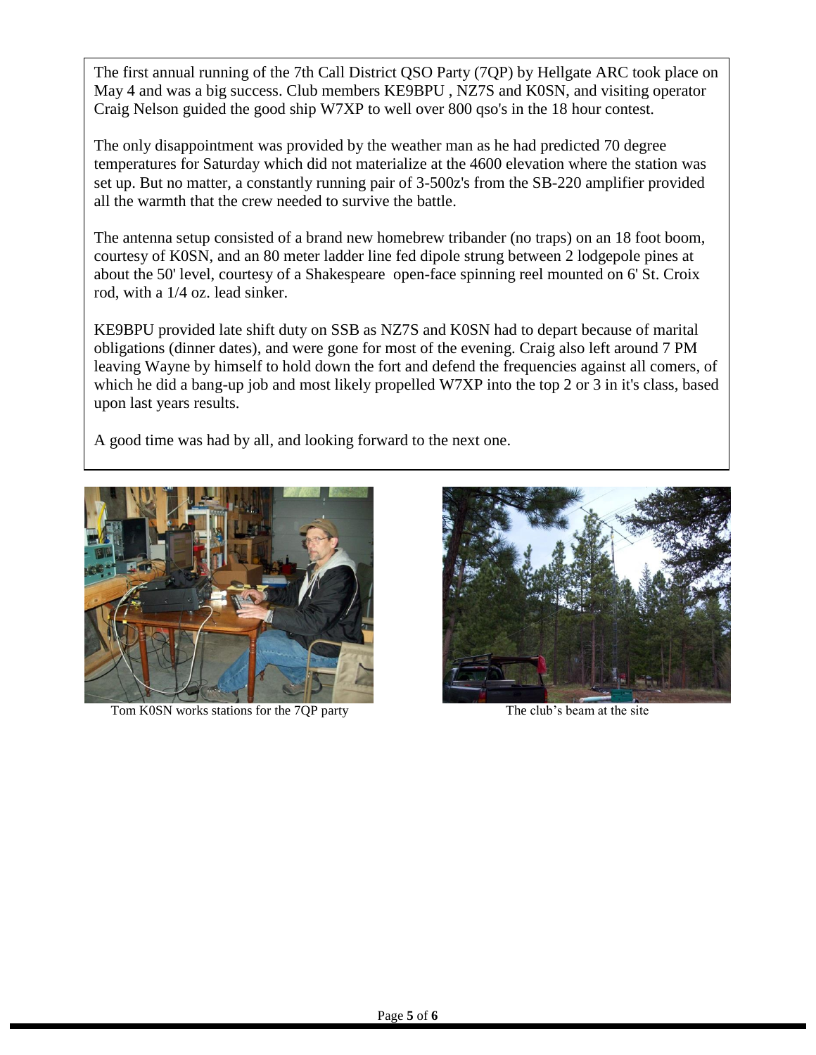The first annual running of the 7th Call District QSO Party (7QP) by Hellgate ARC took place on May 4 and was a big success. Club members KE9BPU , NZ7S and K0SN, and visiting operator Craig Nelson guided the good ship W7XP to well over 800 qso's in the 18 hour contest.

The only disappointment was provided by the weather man as he had predicted 70 degree temperatures for Saturday which did not materialize at the 4600 elevation where the station was set up. But no matter, a constantly running pair of 3-500z's from the SB-220 amplifier provided all the warmth that the crew needed to survive the battle.

The antenna setup consisted of a brand new homebrew tribander (no traps) on an 18 foot boom, courtesy of K0SN, and an 80 meter ladder line fed dipole strung between 2 lodgepole pines at about the 50' level, courtesy of a Shakespeare open-face spinning reel mounted on 6' St. Croix rod, with a 1/4 oz. lead sinker.

KE9BPU provided late shift duty on SSB as NZ7S and K0SN had to depart because of marital obligations (dinner dates), and were gone for most of the evening. Craig also left around 7 PM leaving Wayne by himself to hold down the fort and defend the frequencies against all comers, of which he did a bang-up job and most likely propelled W7XP into the top 2 or 3 in it's class, based upon last years results.

A good time was had by all, and looking forward to the next one.

Tom K0SN works stations for the 7QP party

The club's beam at the site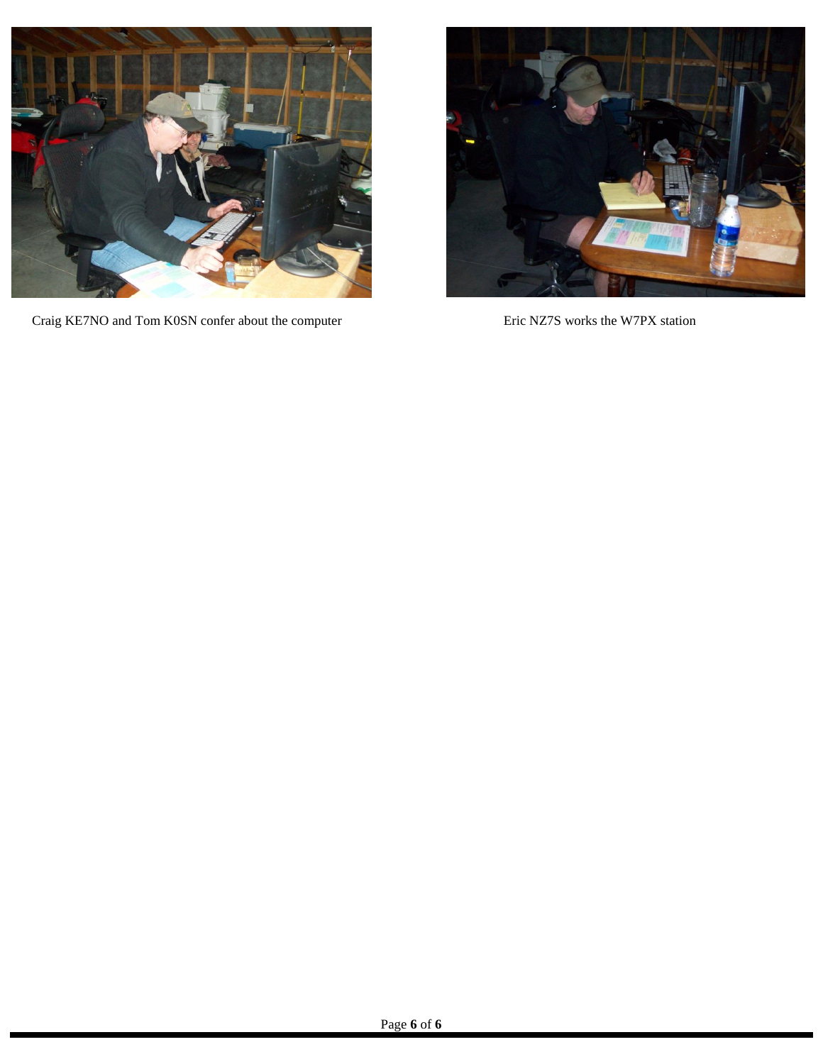Craig KE7NO and Tom K0SN confer about the computer

Eric NZ7S works the W7PX station